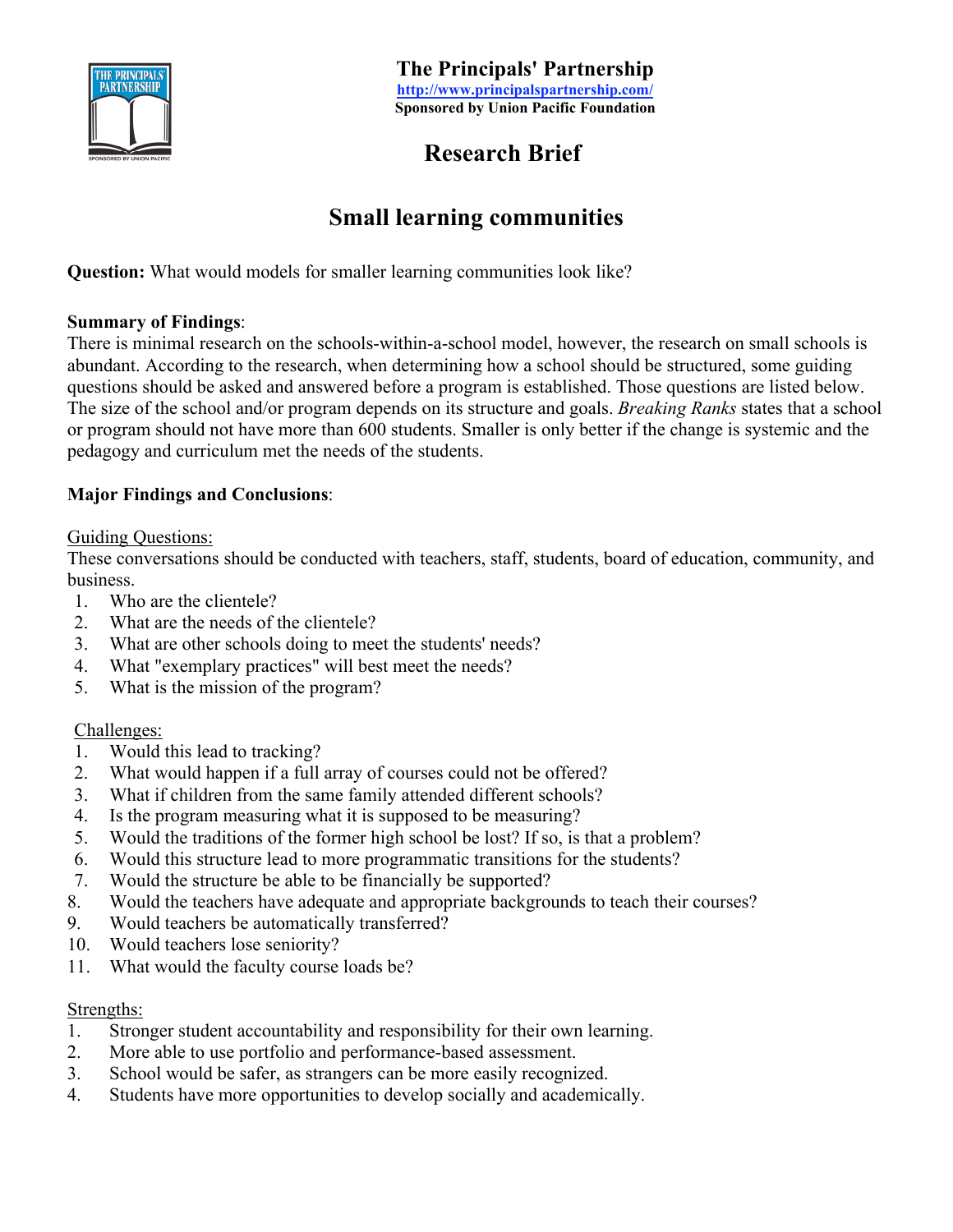# The Principals' Partnership

http://www.principalspartnership.com/

**Sponsored by Union Pacific Foundation**

## Research Brief

## Small learning communities

**Question:** What would models for smaller learning communities look like?

**Summary of Findings**:

There is minimal research on the schools-within-a-school model, however, the research on small schools is abundant. According to the research, when determining how a school should be structured, some guiding questions should be asked and answered before a program is established. Those questions are listed below. The size of the school and/or program depends on its structure and goals. *Breaking Ranks* states that a school or program should not have more than 600 students. Smaller is only better if the change is systemic and the pedagogy and curriculum met the needs of the students.

**Major Findings and Conclusions**:

Guiding Questions:

These conversations should be conducted with teachers, staff, students, board of education, community, and business.

1. Who are the clientele?
2. What are the needs of the clientele?
3. What are other schools doing to meet the students' needs?
4. What "exemplary practices" will best meet the needs?
5. What is the mission of the program?

Challenges:

1. Would this lead to tracking?
2. What would happen if a full array of courses could not be offered?
3. What if children from the same family attended different schools?
4. Is the program measuring what it is supposed to be measuring?
5. Would the traditions of the former high school be lost? If so, is that a problem?
6. Would this structure lead to more programmatic transitions for the students?
7. Would the structure be able to be financially be supported?
8. Would the teachers have adequate and appropriate backgrounds to teach their courses?
9. Would teachers be automatically transferred?
10. Would teachers lose seniority?
11. What would the faculty course loads be?

Strengths:

1. Stronger student accountability and responsibility for their own learning.
2. More able to use portfolio and performance-based assessment.
3. School would be safer, as strangers can be more easily recognized.
4. Students have more opportunities to develop socially and academically.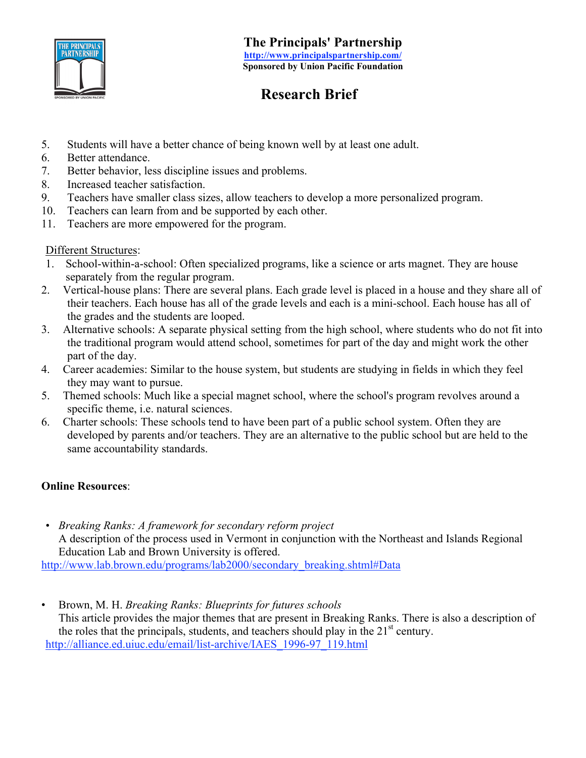5. Students will have a better chance of being known well by at least one adult.
6. Better attendance.
7. Better behavior, less discipline issues and problems.
8. Increased teacher satisfaction.
9. Teachers have smaller class sizes, allow teachers to develop a more personalized program.
10. Teachers can learn from and be supported by each other.
11. Teachers are more empowered for the program.

Different Structures:

1. School-within-a-school: Often specialized programs, like a science or arts magnet. They are house separately from the regular program.
2. Vertical-house plans: There are several plans. Each grade level is placed in a house and they share all of their teachers. Each house has all of the grade levels and each is a mini-school. Each house has all of the grades and the students are looped.
3. Alternative schools: A separate physical setting from the high school, where students who do not fit into the traditional program would attend school, sometimes for part of the day and might work the other part of the day.
4. Career academies: Similar to the house system, but students are studying in fields in which they feel they may want to pursue.
5. Themed schools: Much like a special magnet school, where the school's program revolves around a specific theme, i.e. natural sciences.
6. Charter schools: These schools tend to have been part of a public school system. Often they are developed by parents and/or teachers. They are an alternative to the public school but are held to the same accountability standards.

**Online Resources**:

- *Breaking Ranks: A framework for secondary reform project*
  A description of the process used in Vermont in conjunction with the Northeast and Islands Regional Education Lab and Brown University is offered.
  http://www.lab.brown.edu/programs/lab2000/secondary_breaking.shtml#Data

- Brown, M. H. *Breaking Ranks: Blueprints for futures schools*
  This article provides the major themes that are present in Breaking Ranks. There is also a description of the roles that the principals, students, and teachers should play in the 21st century.
  http://alliance.ed.uiuc.edu/email/list-archive/IAES_1996-97_119.html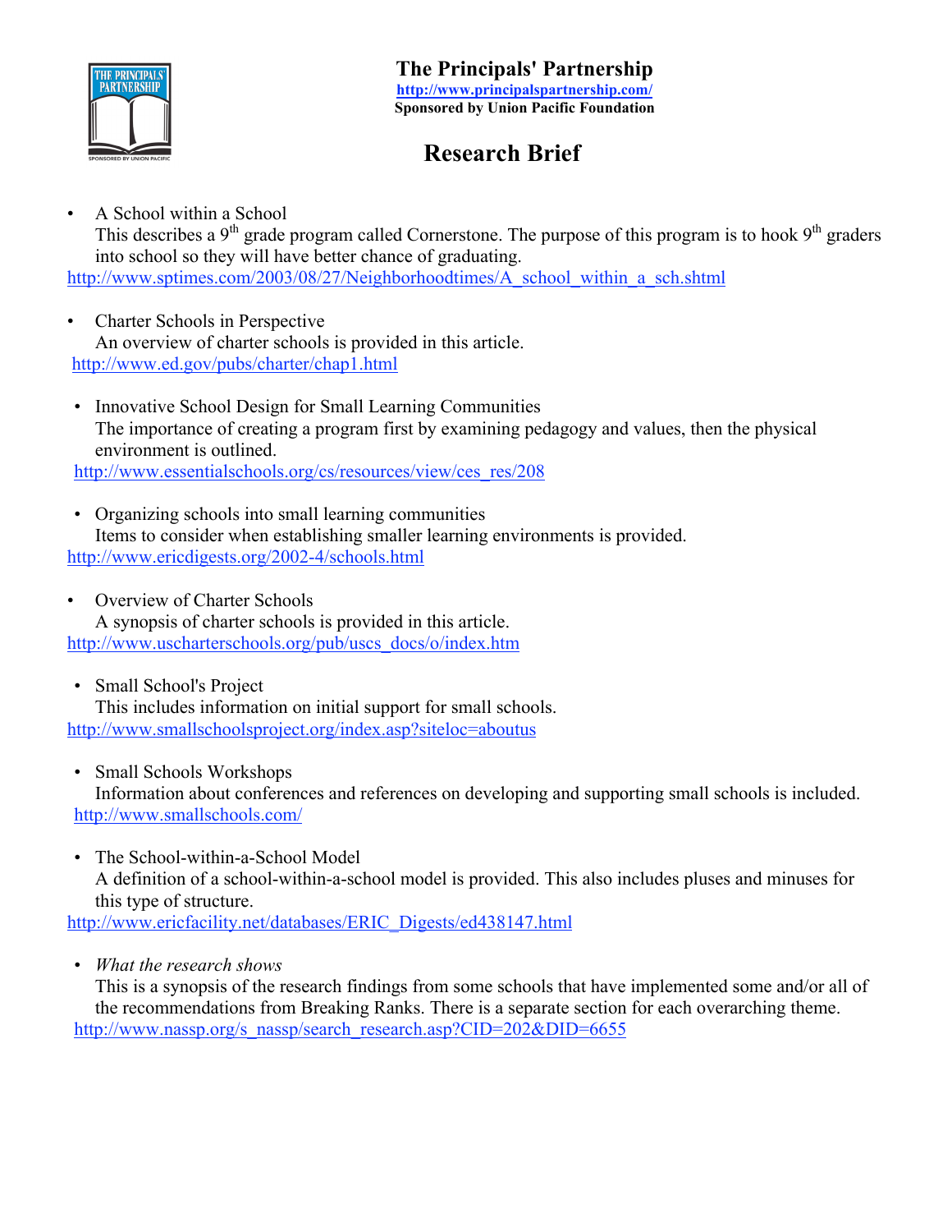# The Principals' Partnership

http://www.principalspartnership.com/

**Sponsored by Union Pacific Foundation**

## Research Brief

- A School within a School
  This describes a 9th grade program called Cornerstone. The purpose of this program is to hook 9th graders into school so they will have better chance of graduating.
  http://www.sptimes.com/2003/08/27/Neighborhoodtimes/A_school_within_a_sch.shtml

- Charter Schools in Perspective
  An overview of charter schools is provided in this article.
  http://www.ed.gov/pubs/charter/chap1.html

- Innovative School Design for Small Learning Communities
  The importance of creating a program first by examining pedagogy and values, then the physical environment is outlined.
  http://www.essentialschools.org/cs/resources/view/ces_res/208

- Organizing schools into small learning communities
  Items to consider when establishing smaller learning environments is provided.
  http://www.ericdigests.org/2002-4/schools.html

- Overview of Charter Schools
  A synopsis of charter schools is provided in this article.
  http://www.uscharterschools.org/pub/uscs_docs/o/index.htm

- Small School's Project
  This includes information on initial support for small schools.
  http://www.smallschoolsproject.org/index.asp?siteloc=aboutus

- Small Schools Workshops
  Information about conferences and references on developing and supporting small schools is included.
  http://www.smallschools.com/

- The School-within-a-School Model
  A definition of a school-within-a-school model is provided. This also includes pluses and minuses for this type of structure.
  http://www.ericfacility.net/databases/ERIC_Digests/ed438147.html

- *What the research shows*
  This is a synopsis of the research findings from some schools that have implemented some and/or all of the recommendations from Breaking Ranks. There is a separate section for each overarching theme.
  http://www.nassp.org/s_nassp/search_research.asp?CID=202&DID=6655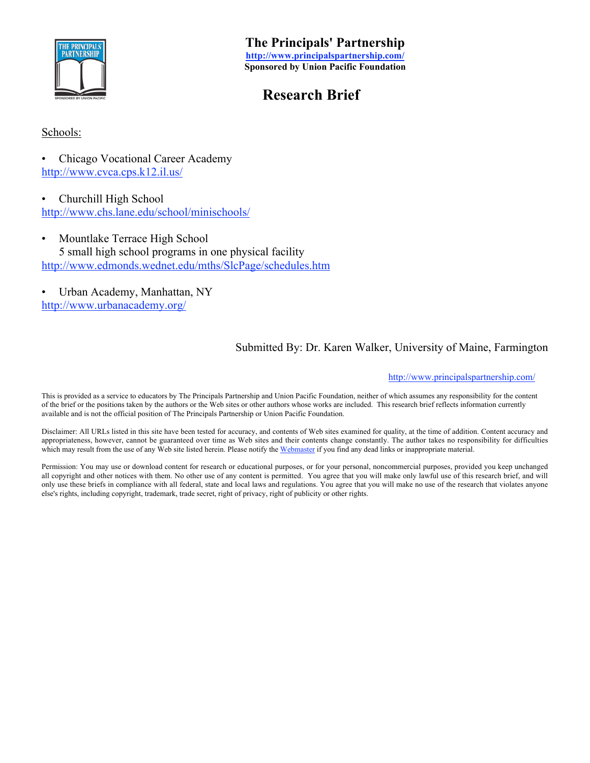# The Principals' Partnership

http://www.principalspartnership.com/

**Sponsored by Union Pacific Foundation**

## Research Brief

Schools:

- Chicago Vocational Career Academy
http://www.cvca.cps.k12.il.us/

- Churchill High School
http://www.chs.lane.edu/school/minischools/

- Mountlake Terrace High School
  5 small high school programs in one physical facility
http://www.edmonds.wednet.edu/mths/SlcPage/schedules.htm

- Urban Academy, Manhattan, NY
http://www.urbanacademy.org/

Submitted By: Dr. Karen Walker, University of Maine, Farmington

http://www.principalspartnership.com/

This is provided as a service to educators by The Principals Partnership and Union Pacific Foundation, neither of which assumes any responsibility for the content of the brief or the positions taken by the authors or the Web sites or other authors whose works are included. This research brief reflects information currently available and is not the official position of The Principals Partnership or Union Pacific Foundation.

Disclaimer: All URLs listed in this site have been tested for accuracy, and contents of Web sites examined for quality, at the time of addition. Content accuracy and appropriateness, however, cannot be guaranteed over time as Web sites and their contents change constantly. The author takes no responsibility for difficulties which may result from the use of any Web site listed herein. Please notify the Webmaster if you find any dead links or inappropriate material.

Permission: You may use or download content for research or educational purposes, or for your personal, noncommercial purposes, provided you keep unchanged all copyright and other notices with them. No other use of any content is permitted. You agree that you will make only lawful use of this research brief, and will only use these briefs in compliance with all federal, state and local laws and regulations. You agree that you will make no use of the research that violates anyone else's rights, including copyright, trademark, trade secret, right of privacy, right of publicity or other rights.